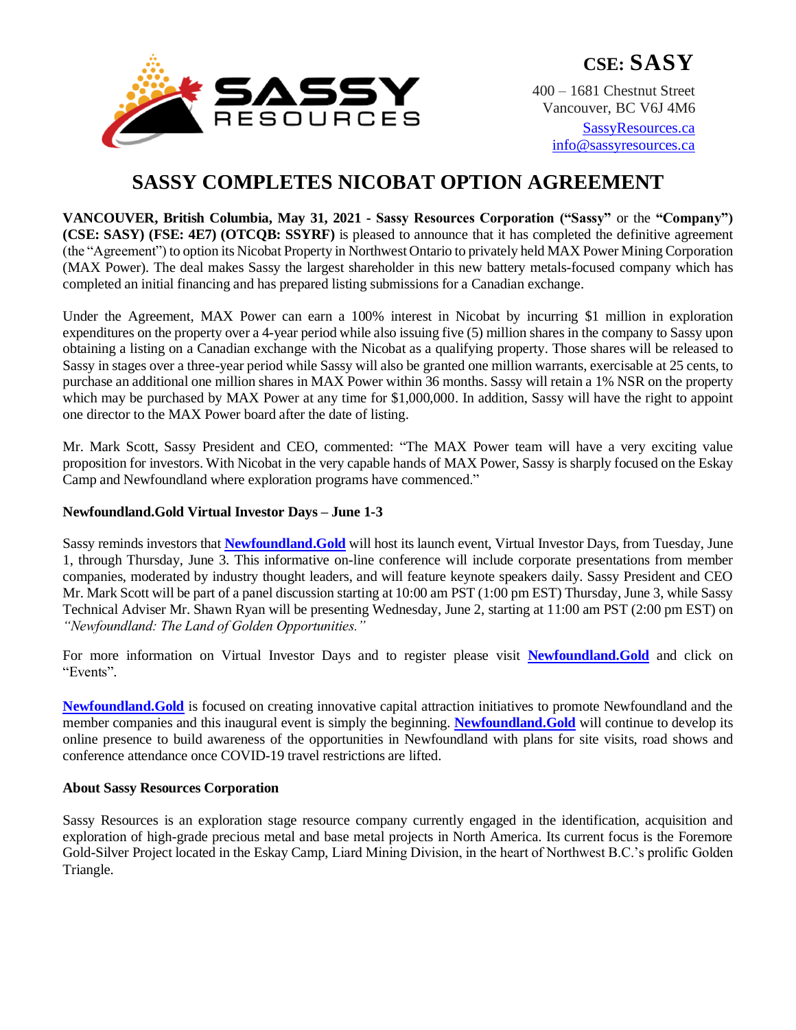**CSE: SASSY**

400 – 1681 Chestnut Street
Vancouver, BC V6J 4M6
SassyResources.ca
info@sassyresources.ca

# SASSY COMPLETES NICOBAT OPTION AGREEMENT

**VANCOUVER, British Columbia, May 31, 2021 - Sassy Resources Corporation ("Sassy"** or the **"Company") (CSE: SASY) (FSE: 4E7) (OTCQB: SSYRF)** is pleased to announce that it has completed the definitive agreement (the "Agreement") to option its Nicobat Property in Northwest Ontario to privately held MAX Power Mining Corporation (MAX Power). The deal makes Sassy the largest shareholder in this new battery metals-focused company which has completed an initial financing and has prepared listing submissions for a Canadian exchange.

Under the Agreement, MAX Power can earn a 100% interest in Nicobat by incurring $1 million in exploration expenditures on the property over a 4-year period while also issuing five (5) million shares in the company to Sassy upon obtaining a listing on a Canadian exchange with the Nicobat as a qualifying property. Those shares will be released to Sassy in stages over a three-year period while Sassy will also be granted one million warrants, exercisable at 25 cents, to purchase an additional one million shares in MAX Power within 36 months. Sassy will retain a 1% NSR on the property which may be purchased by MAX Power at any time for $1,000,000. In addition, Sassy will have the right to appoint one director to the MAX Power board after the date of listing.

Mr. Mark Scott, Sassy President and CEO, commented: "The MAX Power team will have a very exciting value proposition for investors. With Nicobat in the very capable hands of MAX Power, Sassy is sharply focused on the Eskay Camp and Newfoundland where exploration programs have commenced."

### Newfoundland.Gold Virtual Investor Days – June 1-3

Sassy reminds investors that **Newfoundland.Gold** will host its launch event, Virtual Investor Days, from Tuesday, June 1, through Thursday, June 3. This informative on-line conference will include corporate presentations from member companies, moderated by industry thought leaders, and will feature keynote speakers daily. Sassy President and CEO Mr. Mark Scott will be part of a panel discussion starting at 10:00 am PST (1:00 pm EST) Thursday, June 3, while Sassy Technical Adviser Mr. Shawn Ryan will be presenting Wednesday, June 2, starting at 11:00 am PST (2:00 pm EST) on *"Newfoundland: The Land of Golden Opportunities."*

For more information on Virtual Investor Days and to register please visit **Newfoundland.Gold** and click on "Events".

**Newfoundland.Gold** is focused on creating innovative capital attraction initiatives to promote Newfoundland and the member companies and this inaugural event is simply the beginning. **Newfoundland.Gold** will continue to develop its online presence to build awareness of the opportunities in Newfoundland with plans for site visits, road shows and conference attendance once COVID-19 travel restrictions are lifted.

### About Sassy Resources Corporation

Sassy Resources is an exploration stage resource company currently engaged in the identification, acquisition and exploration of high-grade precious metal and base metal projects in North America. Its current focus is the Foremore Gold-Silver Project located in the Eskay Camp, Liard Mining Division, in the heart of Northwest B.C.'s prolific Golden Triangle.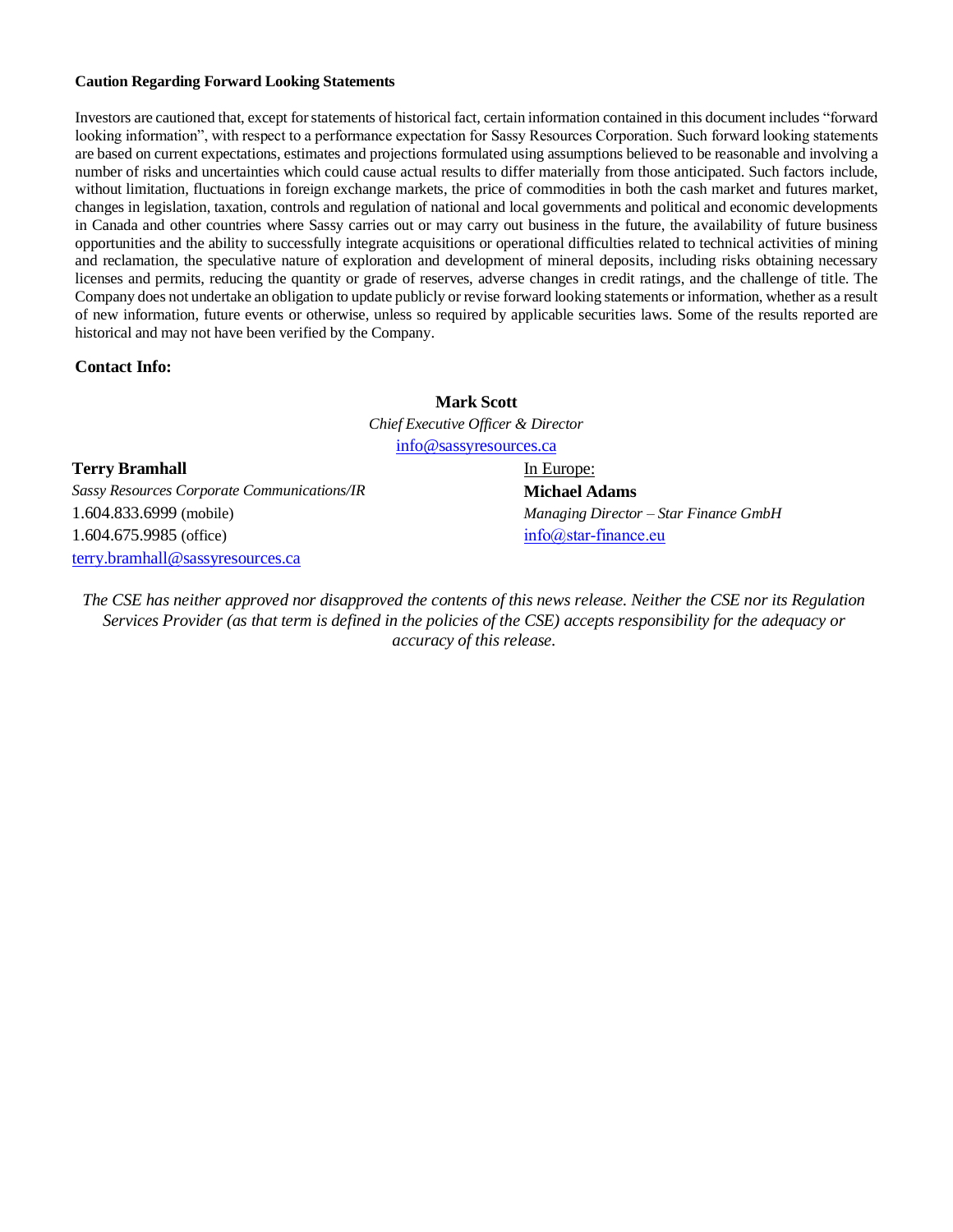**Caution Regarding Forward Looking Statements**

Investors are cautioned that, except for statements of historical fact, certain information contained in this document includes "forward looking information", with respect to a performance expectation for Sassy Resources Corporation. Such forward looking statements are based on current expectations, estimates and projections formulated using assumptions believed to be reasonable and involving a number of risks and uncertainties which could cause actual results to differ materially from those anticipated. Such factors include, without limitation, fluctuations in foreign exchange markets, the price of commodities in both the cash market and futures market, changes in legislation, taxation, controls and regulation of national and local governments and political and economic developments in Canada and other countries where Sassy carries out or may carry out business in the future, the availability of future business opportunities and the ability to successfully integrate acquisitions or operational difficulties related to technical activities of mining and reclamation, the speculative nature of exploration and development of mineral deposits, including risks obtaining necessary licenses and permits, reducing the quantity or grade of reserves, adverse changes in credit ratings, and the challenge of title. The Company does not undertake an obligation to update publicly or revise forward looking statements or information, whether as a result of new information, future events or otherwise, unless so required by applicable securities laws. Some of the results reported are historical and may not have been verified by the Company.

**Contact Info:**

**Mark Scott**
*Chief Executive Officer & Director*
info@sassyresources.ca

**Terry Bramhall**
*Sassy Resources Corporate Communications/IR*
1.604.833.6999 (mobile)
1.604.675.9985 (office)
terry.bramhall@sassyresources.ca

In Europe:
**Michael Adams**
*Managing Director – Star Finance GmbH*
info@star-finance.eu

*The CSE has neither approved nor disapproved the contents of this news release. Neither the CSE nor its Regulation Services Provider (as that term is defined in the policies of the CSE) accepts responsibility for the adequacy or accuracy of this release.*